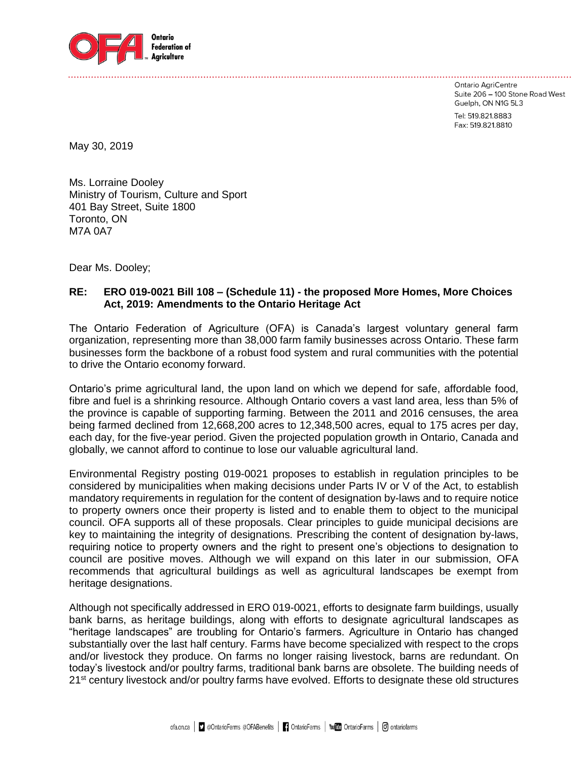**Ontario Federation of Agriculture**

Ontario AgriCentre
Suite 206 – 100 Stone Road West
Guelph, ON N1G 5L3

Tel: 519.821.8883
Fax: 519.821.8810

May 30, 2019

Ms. Lorraine Dooley
Ministry of Tourism, Culture and Sport
401 Bay Street, Suite 1800
Toronto, ON
M7A 0A7

Dear Ms. Dooley;

**RE: ERO 019-0021 Bill 108 – (Schedule 11) - the proposed More Homes, More Choices Act, 2019: Amendments to the Ontario Heritage Act**

The Ontario Federation of Agriculture (OFA) is Canada's largest voluntary general farm organization, representing more than 38,000 farm family businesses across Ontario. These farm businesses form the backbone of a robust food system and rural communities with the potential to drive the Ontario economy forward.

Ontario's prime agricultural land, the upon land on which we depend for safe, affordable food, fibre and fuel is a shrinking resource. Although Ontario covers a vast land area, less than 5% of the province is capable of supporting farming. Between the 2011 and 2016 censuses, the area being farmed declined from 12,668,200 acres to 12,348,500 acres, equal to 175 acres per day, each day, for the five-year period. Given the projected population growth in Ontario, Canada and globally, we cannot afford to continue to lose our valuable agricultural land.

Environmental Registry posting 019-0021 proposes to establish in regulation principles to be considered by municipalities when making decisions under Parts IV or V of the Act, to establish mandatory requirements in regulation for the content of designation by-laws and to require notice to property owners once their property is listed and to enable them to object to the municipal council. OFA supports all of these proposals. Clear principles to guide municipal decisions are key to maintaining the integrity of designations. Prescribing the content of designation by-laws, requiring notice to property owners and the right to present one's objections to designation to council are positive moves. Although we will expand on this later in our submission, OFA recommends that agricultural buildings as well as agricultural landscapes be exempt from heritage designations.

Although not specifically addressed in ERO 019-0021, efforts to designate farm buildings, usually bank barns, as heritage buildings, along with efforts to designate agricultural landscapes as "heritage landscapes" are troubling for Ontario's farmers. Agriculture in Ontario has changed substantially over the last half century. Farms have become specialized with respect to the crops and/or livestock they produce. On farms no longer raising livestock, barns are redundant. On today's livestock and/or poultry farms, traditional bank barns are obsolete. The building needs of 21st century livestock and/or poultry farms have evolved. Efforts to designate these old structures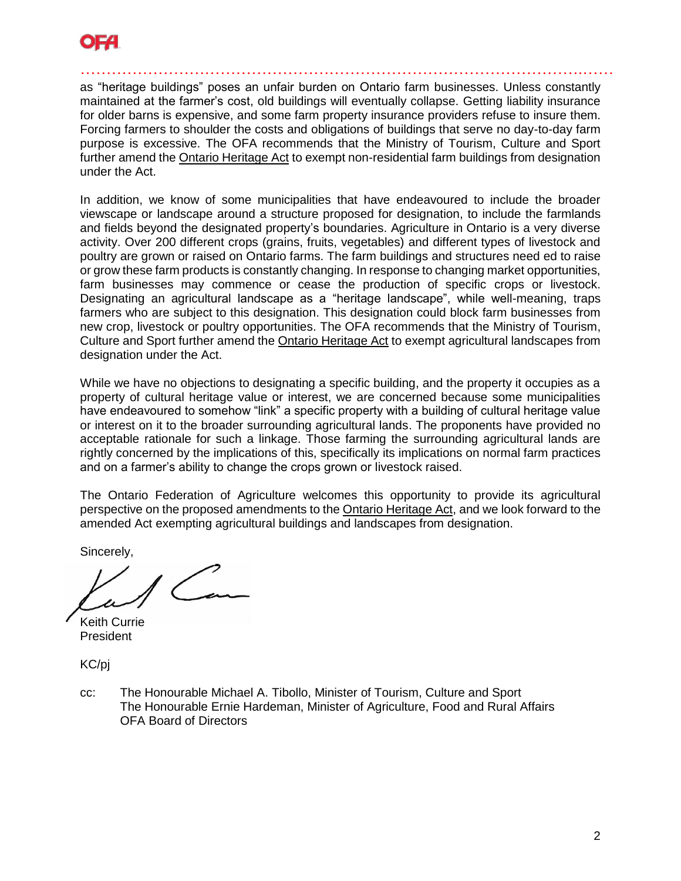as "heritage buildings" poses an unfair burden on Ontario farm businesses. Unless constantly maintained at the farmer's cost, old buildings will eventually collapse. Getting liability insurance for older barns is expensive, and some farm property insurance providers refuse to insure them. Forcing farmers to shoulder the costs and obligations of buildings that serve no day-to-day farm purpose is excessive. The OFA recommends that the Ministry of Tourism, Culture and Sport further amend the Ontario Heritage Act to exempt non-residential farm buildings from designation under the Act.

In addition, we know of some municipalities that have endeavoured to include the broader viewscape or landscape around a structure proposed for designation, to include the farmlands and fields beyond the designated property's boundaries. Agriculture in Ontario is a very diverse activity. Over 200 different crops (grains, fruits, vegetables) and different types of livestock and poultry are grown or raised on Ontario farms. The farm buildings and structures need ed to raise or grow these farm products is constantly changing. In response to changing market opportunities, farm businesses may commence or cease the production of specific crops or livestock. Designating an agricultural landscape as a "heritage landscape", while well-meaning, traps farmers who are subject to this designation. This designation could block farm businesses from new crop, livestock or poultry opportunities. The OFA recommends that the Ministry of Tourism, Culture and Sport further amend the Ontario Heritage Act to exempt agricultural landscapes from designation under the Act.

While we have no objections to designating a specific building, and the property it occupies as a property of cultural heritage value or interest, we are concerned because some municipalities have endeavoured to somehow "link" a specific property with a building of cultural heritage value or interest on it to the broader surrounding agricultural lands. The proponents have provided no acceptable rationale for such a linkage. Those farming the surrounding agricultural lands are rightly concerned by the implications of this, specifically its implications on normal farm practices and on a farmer's ability to change the crops grown or livestock raised.

The Ontario Federation of Agriculture welcomes this opportunity to provide its agricultural perspective on the proposed amendments to the Ontario Heritage Act, and we look forward to the amended Act exempting agricultural buildings and landscapes from designation.

Sincerely,

Keith Currie
President

KC/pj

cc: The Honourable Michael A. Tibollo, Minister of Tourism, Culture and Sport
The Honourable Ernie Hardeman, Minister of Agriculture, Food and Rural Affairs
OFA Board of Directors